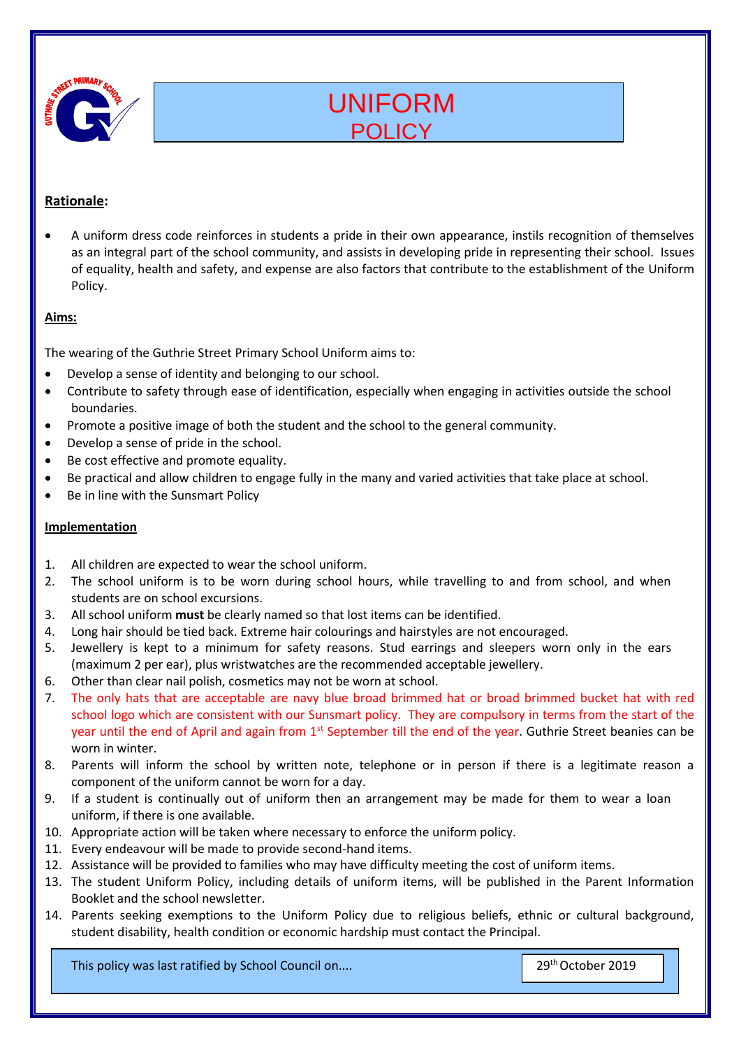# UNIFORM POLICY

**Rationale:**

- A uniform dress code reinforces in students a pride in their own appearance, instils recognition of themselves as an integral part of the school community, and assists in developing pride in representing their school. Issues of equality, health and safety, and expense are also factors that contribute to the establishment of the Uniform Policy.

**Aims:**

The wearing of the Guthrie Street Primary School Uniform aims to:

- Develop a sense of identity and belonging to our school.
- Contribute to safety through ease of identification, especially when engaging in activities outside the school boundaries.
- Promote a positive image of both the student and the school to the general community.
- Develop a sense of pride in the school.
- Be cost effective and promote equality.
- Be practical and allow children to engage fully in the many and varied activities that take place at school.
- Be in line with the Sunsmart Policy

**Implementation**

1. All children are expected to wear the school uniform.
2. The school uniform is to be worn during school hours, while travelling to and from school, and when students are on school excursions.
3. All school uniform **must** be clearly named so that lost items can be identified.
4. Long hair should be tied back. Extreme hair colourings and hairstyles are not encouraged.
5. Jewellery is kept to a minimum for safety reasons. Stud earrings and sleepers worn only in the ears (maximum 2 per ear), plus wristwatches are the recommended acceptable jewellery.
6. Other than clear nail polish, cosmetics may not be worn at school.
7. The only hats that are acceptable are navy blue broad brimmed hat or broad brimmed bucket hat with red school logo which are consistent with our Sunsmart policy. They are compulsory in terms from the start of the year until the end of April and again from 1st September till the end of the year. Guthrie Street beanies can be worn in winter.
8. Parents will inform the school by written note, telephone or in person if there is a legitimate reason a component of the uniform cannot be worn for a day.
9. If a student is continually out of uniform then an arrangement may be made for them to wear a loan uniform, if there is one available.
10. Appropriate action will be taken where necessary to enforce the uniform policy.
11. Every endeavour will be made to provide second-hand items.
12. Assistance will be provided to families who may have difficulty meeting the cost of uniform items.
13. The student Uniform Policy, including details of uniform items, will be published in the Parent Information Booklet and the school newsletter.
14. Parents seeking exemptions to the Uniform Policy due to religious beliefs, ethnic or cultural background, student disability, health condition or economic hardship must contact the Principal.

This policy was last ratified by School Council on.... 29th October 2019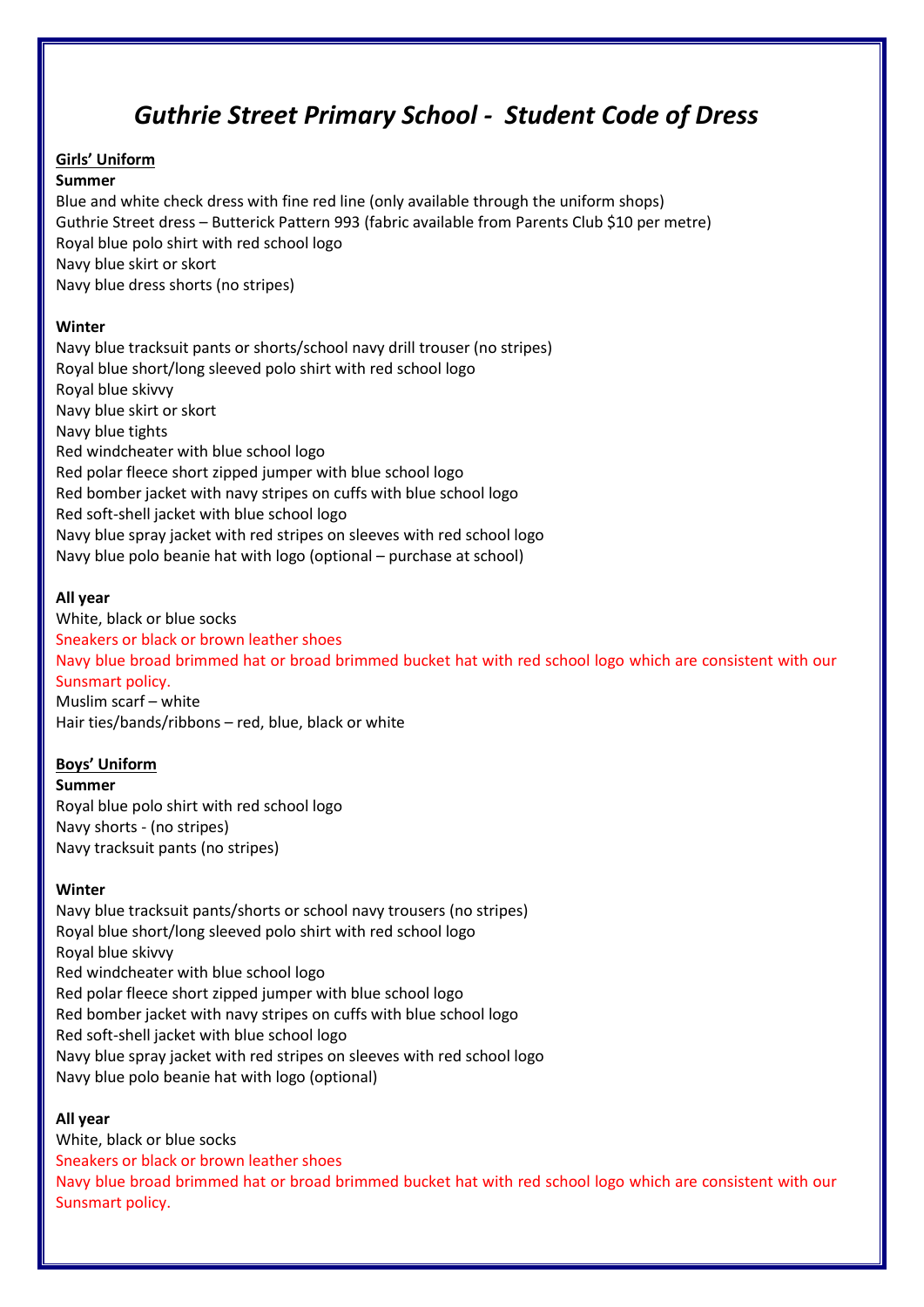# *Guthrie Street Primary School - Student Code of Dress*

**Girls' Uniform**

**Summer**

Blue and white check dress with fine red line (only available through the uniform shops)
Guthrie Street dress – Butterick Pattern 993 (fabric available from Parents Club $10 per metre)
Royal blue polo shirt with red school logo
Navy blue skirt or skort
Navy blue dress shorts (no stripes)

**Winter**

Navy blue tracksuit pants or shorts/school navy drill trouser (no stripes)
Royal blue short/long sleeved polo shirt with red school logo
Royal blue skivvy
Navy blue skirt or skort
Navy blue tights
Red windcheater with blue school logo
Red polar fleece short zipped jumper with blue school logo
Red bomber jacket with navy stripes on cuffs with blue school logo
Red soft-shell jacket with blue school logo
Navy blue spray jacket with red stripes on sleeves with red school logo
Navy blue polo beanie hat with logo (optional – purchase at school)

**All year**

White, black or blue socks
Sneakers or black or brown leather shoes
Navy blue broad brimmed hat or broad brimmed bucket hat with red school logo which are consistent with our Sunsmart policy.
Muslim scarf – white
Hair ties/bands/ribbons – red, blue, black or white

**Boys' Uniform**

**Summer**

Royal blue polo shirt with red school logo
Navy shorts - (no stripes)
Navy tracksuit pants (no stripes)

**Winter**

Navy blue tracksuit pants/shorts or school navy trousers (no stripes)
Royal blue short/long sleeved polo shirt with red school logo
Royal blue skivvy
Red windcheater with blue school logo
Red polar fleece short zipped jumper with blue school logo
Red bomber jacket with navy stripes on cuffs with blue school logo
Red soft-shell jacket with blue school logo
Navy blue spray jacket with red stripes on sleeves with red school logo
Navy blue polo beanie hat with logo (optional)

**All year**

White, black or blue socks
Sneakers or black or brown leather shoes
Navy blue broad brimmed hat or broad brimmed bucket hat with red school logo which are consistent with our Sunsmart policy.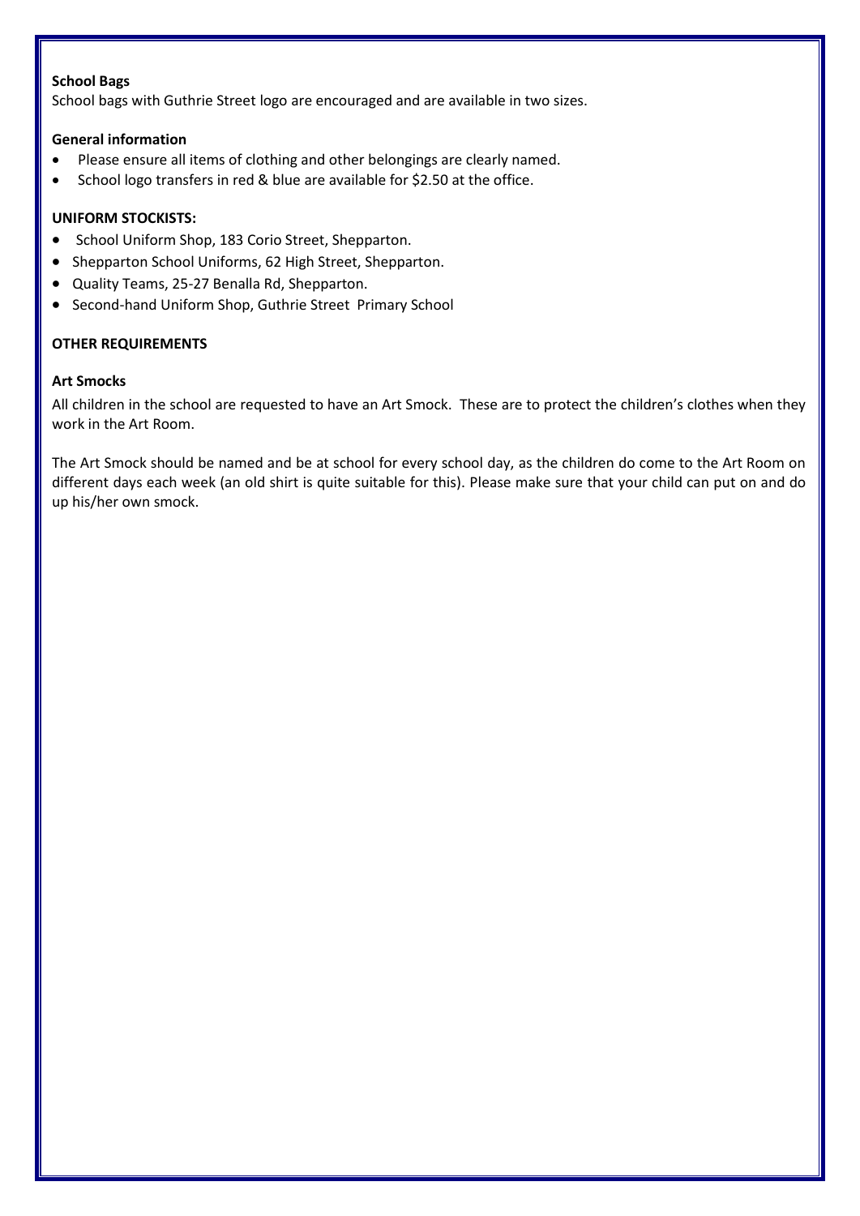**School Bags**

School bags with Guthrie Street logo are encouraged and are available in two sizes.

**General information**

- Please ensure all items of clothing and other belongings are clearly named.
- School logo transfers in red & blue are available for $2.50 at the office.

**UNIFORM STOCKISTS:**

- School Uniform Shop, 183 Corio Street, Shepparton.
- Shepparton School Uniforms, 62 High Street, Shepparton.
- Quality Teams, 25-27 Benalla Rd, Shepparton.
- Second-hand Uniform Shop, Guthrie Street Primary School

**OTHER REQUIREMENTS**

**Art Smocks**

All children in the school are requested to have an Art Smock. These are to protect the children's clothes when they work in the Art Room.

The Art Smock should be named and be at school for every school day, as the children do come to the Art Room on different days each week (an old shirt is quite suitable for this). Please make sure that your child can put on and do up his/her own smock.